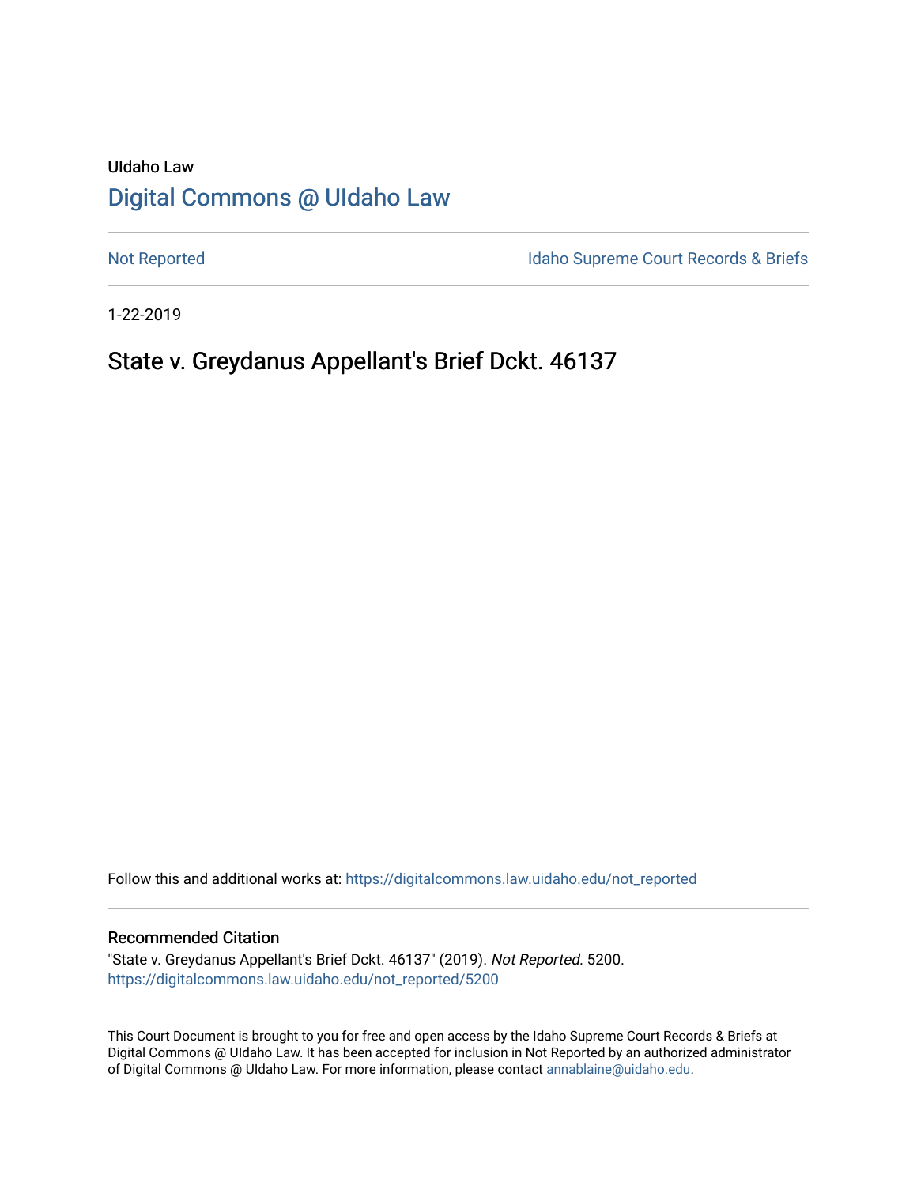UIdaho Law

# Digital Commons @ UIdaho Law

Not Reported

Idaho Supreme Court Records & Briefs

1-22-2019

## State v. Greydanus Appellant's Brief Dckt. 46137

Follow this and additional works at: https://digitalcommons.law.uidaho.edu/not_reported

### Recommended Citation

"State v. Greydanus Appellant's Brief Dckt. 46137" (2019). *Not Reported*. 5200.
https://digitalcommons.law.uidaho.edu/not_reported/5200

This Court Document is brought to you for free and open access by the Idaho Supreme Court Records & Briefs at Digital Commons @ UIdaho Law. It has been accepted for inclusion in Not Reported by an authorized administrator of Digital Commons @ UIdaho Law. For more information, please contact annablaine@uidaho.edu.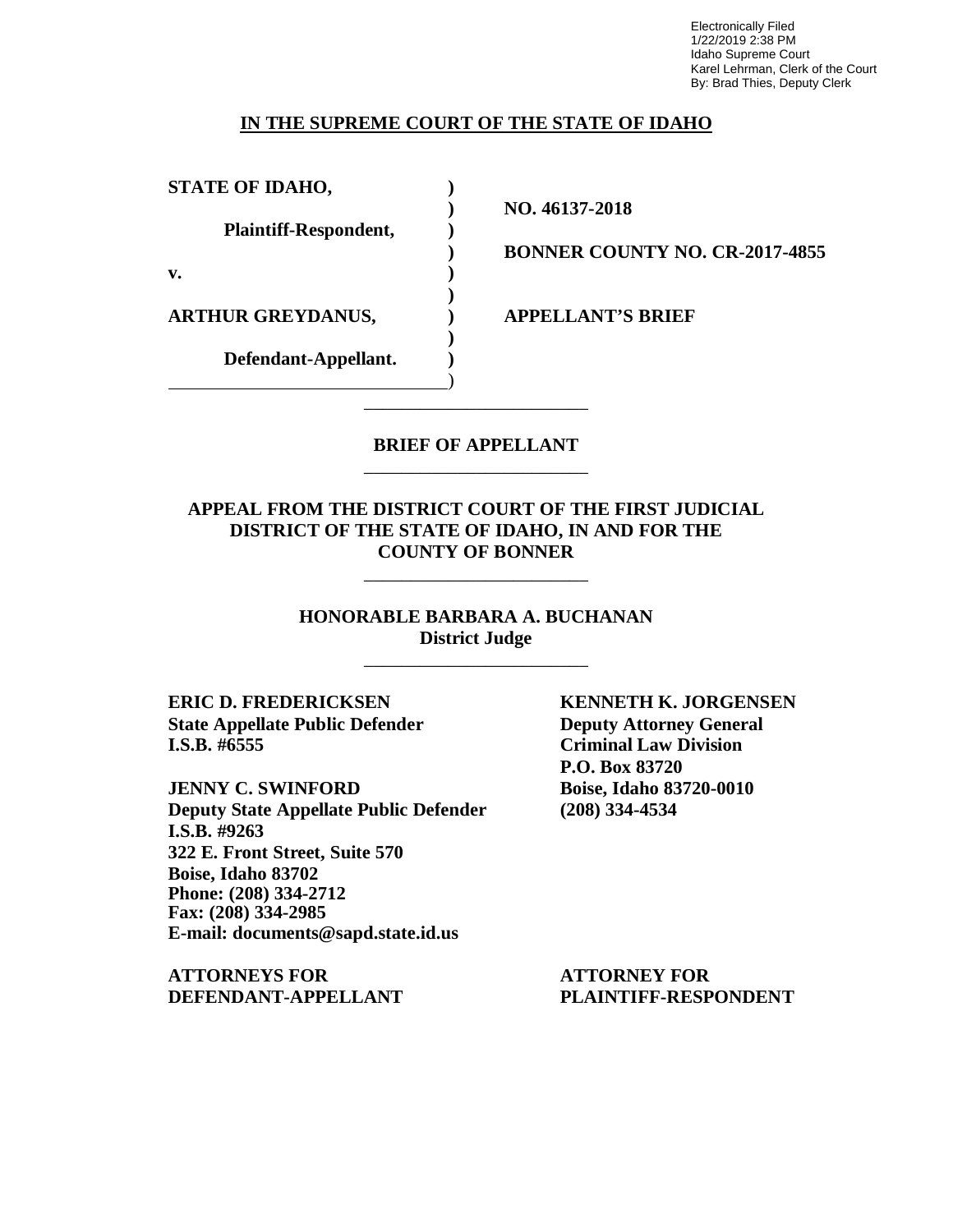Electronically Filed
1/22/2019 2:38 PM
Idaho Supreme Court
Karel Lehrman, Clerk of the Court
By: Brad Thies, Deputy Clerk

**IN THE SUPREME COURT OF THE STATE OF IDAHO**

| | | |
|---|---|---|
| **STATE OF IDAHO,** | **)** | |
| | **)** | **NO. 46137-2018** |
| **Plaintiff-Respondent,** | **)** | |
| | **)** | **BONNER COUNTY NO. CR-2017-4855** |
| **v.** | **)** | |
| | **)** | |
| **ARTHUR GREYDANUS,** | **)** | **APPELLANT'S BRIEF** |
| | **)** | |
| **Defendant-Appellant.** | **)** | |
| | **)** | |

**BRIEF OF APPELLANT**

**APPEAL FROM THE DISTRICT COURT OF THE FIRST JUDICIAL DISTRICT OF THE STATE OF IDAHO, IN AND FOR THE COUNTY OF BONNER**

**HONORABLE BARBARA A. BUCHANAN**
**District Judge**

**ERIC D. FREDERICKSEN**
**State Appellate Public Defender**
**I.S.B. #6555**

**JENNY C. SWINFORD**
**Deputy State Appellate Public Defender**
**I.S.B. #9263**
**322 E. Front Street, Suite 570**
**Boise, Idaho 83702**
**Phone: (208) 334-2712**
**Fax: (208) 334-2985**
**E-mail: documents@sapd.state.id.us**

**ATTORNEYS FOR DEFENDANT-APPELLANT**

**KENNETH K. JORGENSEN**
**Deputy Attorney General**
**Criminal Law Division**
**P.O. Box 83720**
**Boise, Idaho 83720-0010**
**(208) 334-4534**

**ATTORNEY FOR PLAINTIFF-RESPONDENT**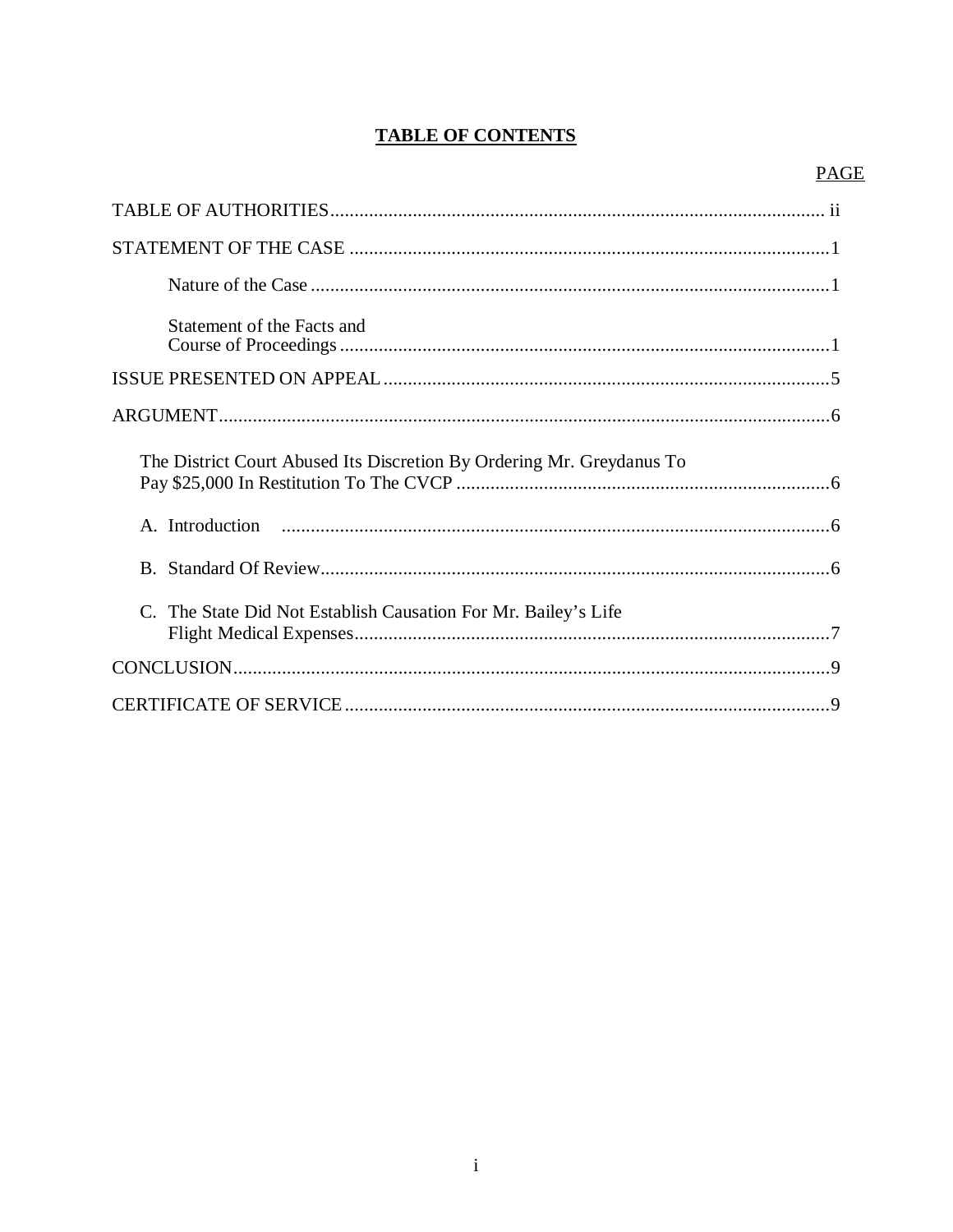# TABLE OF CONTENTS

| | PAGE |
|---|---|
| TABLE OF AUTHORITIES | ii |
| STATEMENT OF THE CASE | 1 |
| Nature of the Case | 1 |
| Statement of the Facts and Course of Proceedings | 1 |
| ISSUE PRESENTED ON APPEAL | 5 |
| ARGUMENT | 6 |
| The District Court Abused Its Discretion By Ordering Mr. Greydanus To Pay $25,000 In Restitution To The CVCP | 6 |
| A. Introduction | 6 |
| B. Standard Of Review | 6 |
| C. The State Did Not Establish Causation For Mr. Bailey's Life Flight Medical Expenses | 7 |
| CONCLUSION | 9 |
| CERTIFICATE OF SERVICE | 9 |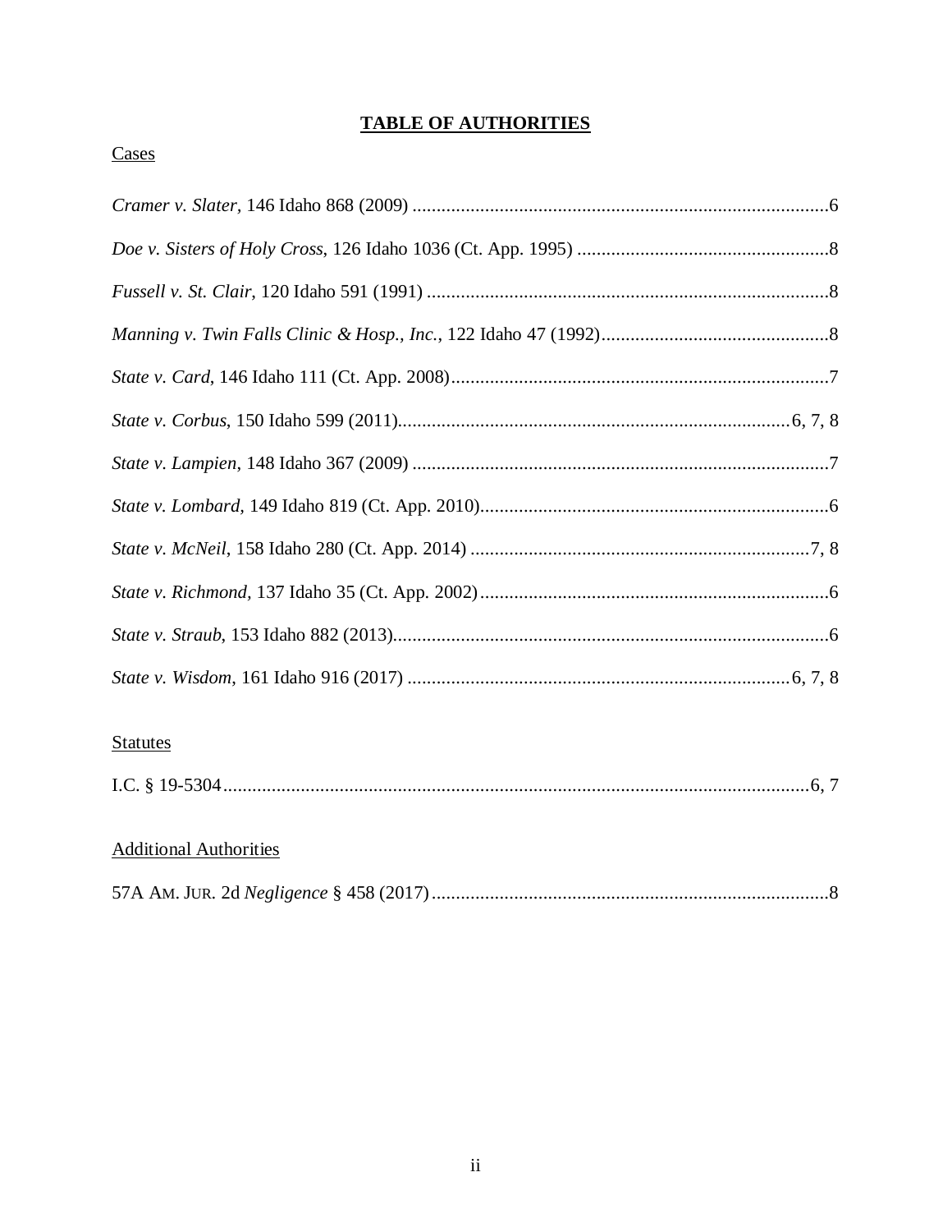# **TABLE OF AUTHORITIES**

Cases

*Cramer v. Slater*, 146 Idaho 868 (2009) .....................................................................................6

*Doe v. Sisters of Holy Cross*, 126 Idaho 1036 (Ct. App. 1995) ....................................................8

*Fussell v. St. Clair*, 120 Idaho 591 (1991) ...................................................................................8

*Manning v. Twin Falls Clinic & Hosp., Inc.*, 122 Idaho 47 (1992)...............................................8

*State v. Card*, 146 Idaho 111 (Ct. App. 2008)..............................................................................7

*State v. Corbus*, 150 Idaho 599 (2011)................................................................................6, 7, 8

*State v. Lampien*, 148 Idaho 367 (2009) ......................................................................................7

*State v. Lombard*, 149 Idaho 819 (Ct. App. 2010)........................................................................6

*State v. McNeil*, 158 Idaho 280 (Ct. App. 2014) ......................................................................7, 8

*State v. Richmond*, 137 Idaho 35 (Ct. App. 2002)........................................................................6

*State v. Straub*, 153 Idaho 882 (2013)..........................................................................................6

*State v. Wisdom*, 161 Idaho 916 (2017) ..............................................................................6, 7, 8

Statutes

I.C. § 19-5304.........................................................................................................................6, 7

Additional Authorities

57A AM. JUR. 2d *Negligence* § 458 (2017)..................................................................................8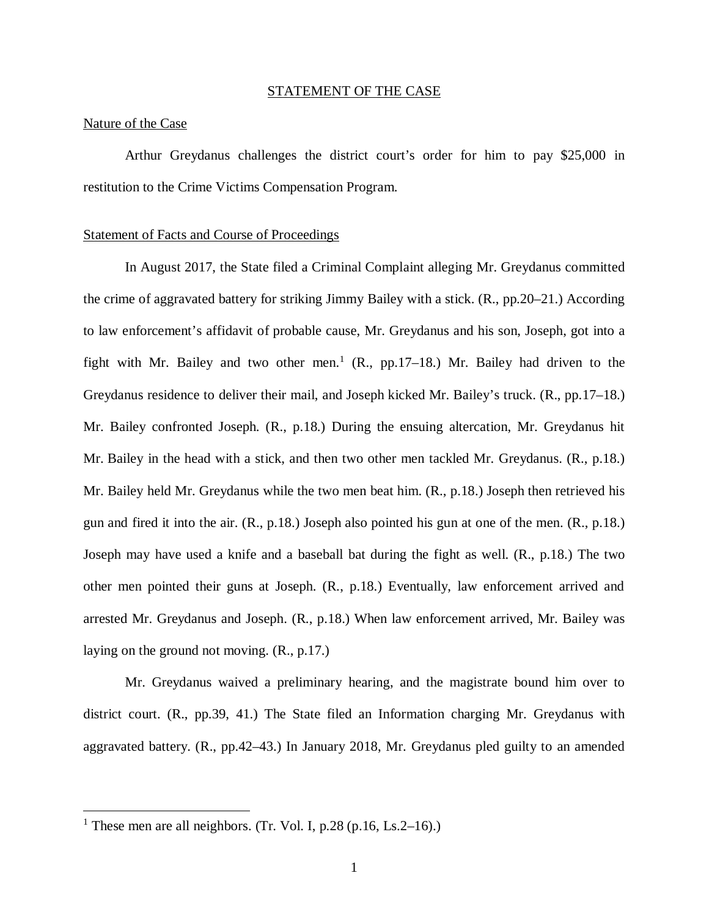## STATEMENT OF THE CASE

### Nature of the Case

Arthur Greydanus challenges the district court's order for him to pay $25,000 in restitution to the Crime Victims Compensation Program.

### Statement of Facts and Course of Proceedings

In August 2017, the State filed a Criminal Complaint alleging Mr. Greydanus committed the crime of aggravated battery for striking Jimmy Bailey with a stick. (R., pp.20–21.) According to law enforcement's affidavit of probable cause, Mr. Greydanus and his son, Joseph, got into a fight with Mr. Bailey and two other men.[1] (R., pp.17–18.) Mr. Bailey had driven to the Greydanus residence to deliver their mail, and Joseph kicked Mr. Bailey's truck. (R., pp.17–18.) Mr. Bailey confronted Joseph. (R., p.18.) During the ensuing altercation, Mr. Greydanus hit Mr. Bailey in the head with a stick, and then two other men tackled Mr. Greydanus. (R., p.18.) Mr. Bailey held Mr. Greydanus while the two men beat him. (R., p.18.) Joseph then retrieved his gun and fired it into the air. (R., p.18.) Joseph also pointed his gun at one of the men. (R., p.18.) Joseph may have used a knife and a baseball bat during the fight as well. (R., p.18.) The two other men pointed their guns at Joseph. (R., p.18.) Eventually, law enforcement arrived and arrested Mr. Greydanus and Joseph. (R., p.18.) When law enforcement arrived, Mr. Bailey was laying on the ground not moving. (R., p.17.)

Mr. Greydanus waived a preliminary hearing, and the magistrate bound him over to district court. (R., pp.39, 41.) The State filed an Information charging Mr. Greydanus with aggravated battery. (R., pp.42–43.) In January 2018, Mr. Greydanus pled guilty to an amended

[1] These men are all neighbors. (Tr. Vol. I, p.28 (p.16, Ls.2–16).)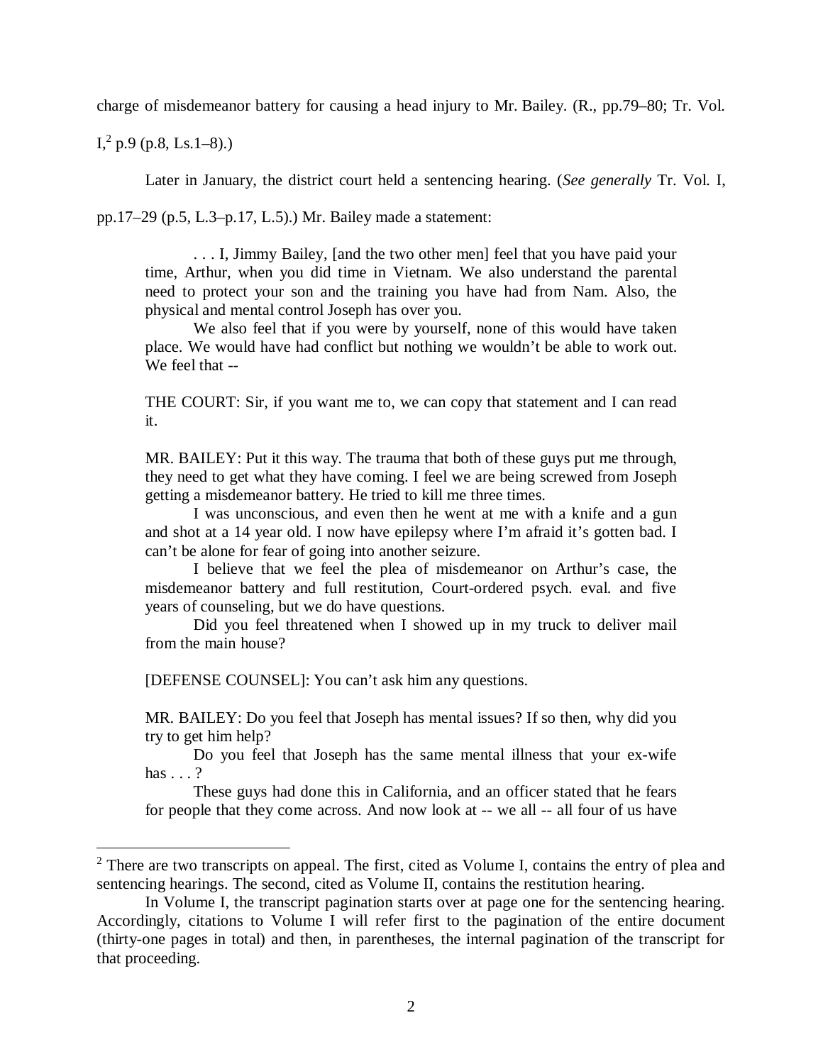charge of misdemeanor battery for causing a head injury to Mr. Bailey. (R., pp.79–80; Tr. Vol. I,[2] p.9 (p.8, Ls.1–8).)

Later in January, the district court held a sentencing hearing. (*See generally* Tr. Vol. I, pp.17–29 (p.5, L.3–p.17, L.5).) Mr. Bailey made a statement:

> . . . I, Jimmy Bailey, [and the two other men] feel that you have paid your time, Arthur, when you did time in Vietnam. We also understand the parental need to protect your son and the training you have had from Nam. Also, the physical and mental control Joseph has over you.
>
> We also feel that if you were by yourself, none of this would have taken place. We would have had conflict but nothing we wouldn't be able to work out. We feel that --
>
> THE COURT: Sir, if you want me to, we can copy that statement and I can read it.
>
> MR. BAILEY: Put it this way. The trauma that both of these guys put me through, they need to get what they have coming. I feel we are being screwed from Joseph getting a misdemeanor battery. He tried to kill me three times.
>
> I was unconscious, and even then he went at me with a knife and a gun and shot at a 14 year old. I now have epilepsy where I'm afraid it's gotten bad. I can't be alone for fear of going into another seizure.
>
> I believe that we feel the plea of misdemeanor on Arthur's case, the misdemeanor battery and full restitution, Court-ordered psych. eval. and five years of counseling, but we do have questions.
>
> Did you feel threatened when I showed up in my truck to deliver mail from the main house?
>
> [DEFENSE COUNSEL]: You can't ask him any questions.
>
> MR. BAILEY: Do you feel that Joseph has mental issues? If so then, why did you try to get him help?
>
> Do you feel that Joseph has the same mental illness that your ex-wife has . . . ?
>
> These guys had done this in California, and an officer stated that he fears for people that they come across. And now look at -- we all -- all four of us have

[2] There are two transcripts on appeal. The first, cited as Volume I, contains the entry of plea and sentencing hearings. The second, cited as Volume II, contains the restitution hearing.

In Volume I, the transcript pagination starts over at page one for the sentencing hearing. Accordingly, citations to Volume I will refer first to the pagination of the entire document (thirty-one pages in total) and then, in parentheses, the internal pagination of the transcript for that proceeding.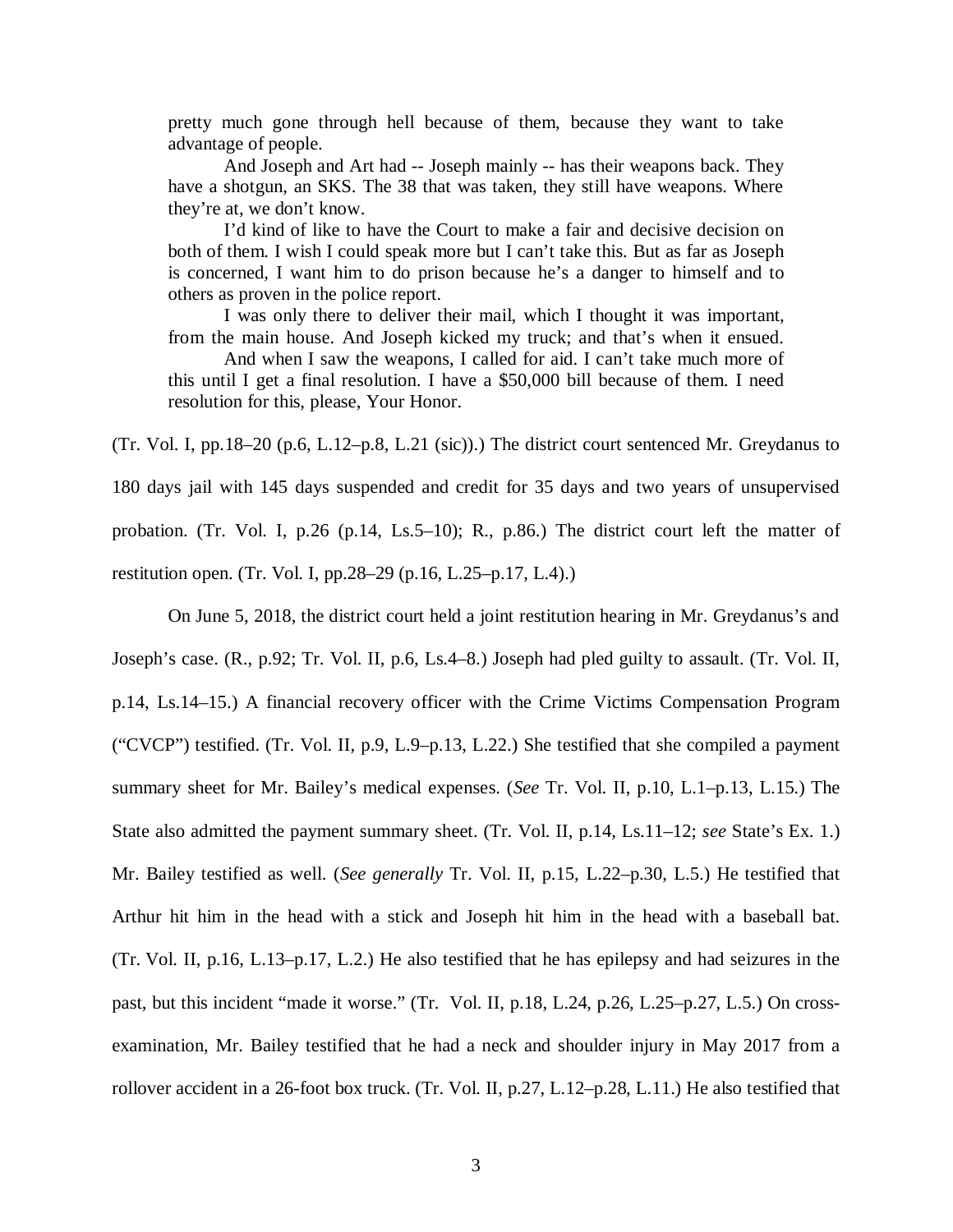> pretty much gone through hell because of them, because they want to take advantage of people.
>
> And Joseph and Art had -- Joseph mainly -- has their weapons back. They have a shotgun, an SKS. The 38 that was taken, they still have weapons. Where they're at, we don't know.
>
> I'd kind of like to have the Court to make a fair and decisive decision on both of them. I wish I could speak more but I can't take this. But as far as Joseph is concerned, I want him to do prison because he's a danger to himself and to others as proven in the police report.
>
> I was only there to deliver their mail, which I thought it was important, from the main house. And Joseph kicked my truck; and that's when it ensued.
>
> And when I saw the weapons, I called for aid. I can't take much more of this until I get a final resolution. I have a $50,000 bill because of them. I need resolution for this, please, Your Honor.

(Tr. Vol. I, pp.18–20 (p.6, L.12–p.8, L.21 (sic)).) The district court sentenced Mr. Greydanus to 180 days jail with 145 days suspended and credit for 35 days and two years of unsupervised probation. (Tr. Vol. I, p.26 (p.14, Ls.5–10); R., p.86.) The district court left the matter of restitution open. (Tr. Vol. I, pp.28–29 (p.16, L.25–p.17, L.4).)

On June 5, 2018, the district court held a joint restitution hearing in Mr. Greydanus's and Joseph's case. (R., p.92; Tr. Vol. II, p.6, Ls.4–8.) Joseph had pled guilty to assault. (Tr. Vol. II, p.14, Ls.14–15.) A financial recovery officer with the Crime Victims Compensation Program ("CVCP") testified. (Tr. Vol. II, p.9, L.9–p.13, L.22.) She testified that she compiled a payment summary sheet for Mr. Bailey's medical expenses. (*See* Tr. Vol. II, p.10, L.1–p.13, L.15.) The State also admitted the payment summary sheet. (Tr. Vol. II, p.14, Ls.11–12; *see* State's Ex. 1.) Mr. Bailey testified as well. (*See generally* Tr. Vol. II, p.15, L.22–p.30, L.5.) He testified that Arthur hit him in the head with a stick and Joseph hit him in the head with a baseball bat. (Tr. Vol. II, p.16, L.13–p.17, L.2.) He also testified that he has epilepsy and had seizures in the past, but this incident "made it worse." (Tr. Vol. II, p.18, L.24, p.26, L.25–p.27, L.5.) On cross-examination, Mr. Bailey testified that he had a neck and shoulder injury in May 2017 from a rollover accident in a 26-foot box truck. (Tr. Vol. II, p.27, L.12–p.28, L.11.) He also testified that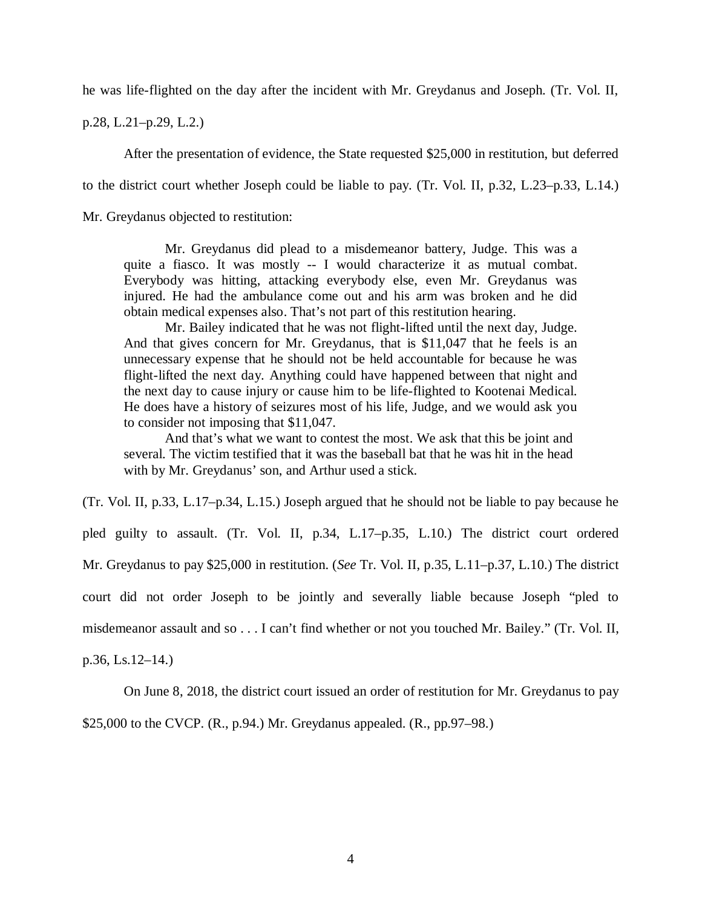he was life-flighted on the day after the incident with Mr. Greydanus and Joseph. (Tr. Vol. II, p.28, L.21–p.29, L.2.)

After the presentation of evidence, the State requested $25,000 in restitution, but deferred to the district court whether Joseph could be liable to pay. (Tr. Vol. II, p.32, L.23–p.33, L.14.) Mr. Greydanus objected to restitution:

> Mr. Greydanus did plead to a misdemeanor battery, Judge. This was a quite a fiasco. It was mostly -- I would characterize it as mutual combat. Everybody was hitting, attacking everybody else, even Mr. Greydanus was injured. He had the ambulance come out and his arm was broken and he did obtain medical expenses also. That's not part of this restitution hearing.
>
> Mr. Bailey indicated that he was not flight-lifted until the next day, Judge. And that gives concern for Mr. Greydanus, that is $11,047 that he feels is an unnecessary expense that he should not be held accountable for because he was flight-lifted the next day. Anything could have happened between that night and the next day to cause injury or cause him to be life-flighted to Kootenai Medical. He does have a history of seizures most of his life, Judge, and we would ask you to consider not imposing that $11,047.
>
> And that's what we want to contest the most. We ask that this be joint and several. The victim testified that it was the baseball bat that he was hit in the head with by Mr. Greydanus' son, and Arthur used a stick.

(Tr. Vol. II, p.33, L.17–p.34, L.15.) Joseph argued that he should not be liable to pay because he pled guilty to assault. (Tr. Vol. II, p.34, L.17–p.35, L.10.) The district court ordered Mr. Greydanus to pay $25,000 in restitution. (*See* Tr. Vol. II, p.35, L.11–p.37, L.10.) The district court did not order Joseph to be jointly and severally liable because Joseph "pled to misdemeanor assault and so . . . I can't find whether or not you touched Mr. Bailey." (Tr. Vol. II, p.36, Ls.12–14.)

On June 8, 2018, the district court issued an order of restitution for Mr. Greydanus to pay $25,000 to the CVCP. (R., p.94.) Mr. Greydanus appealed. (R., pp.97–98.)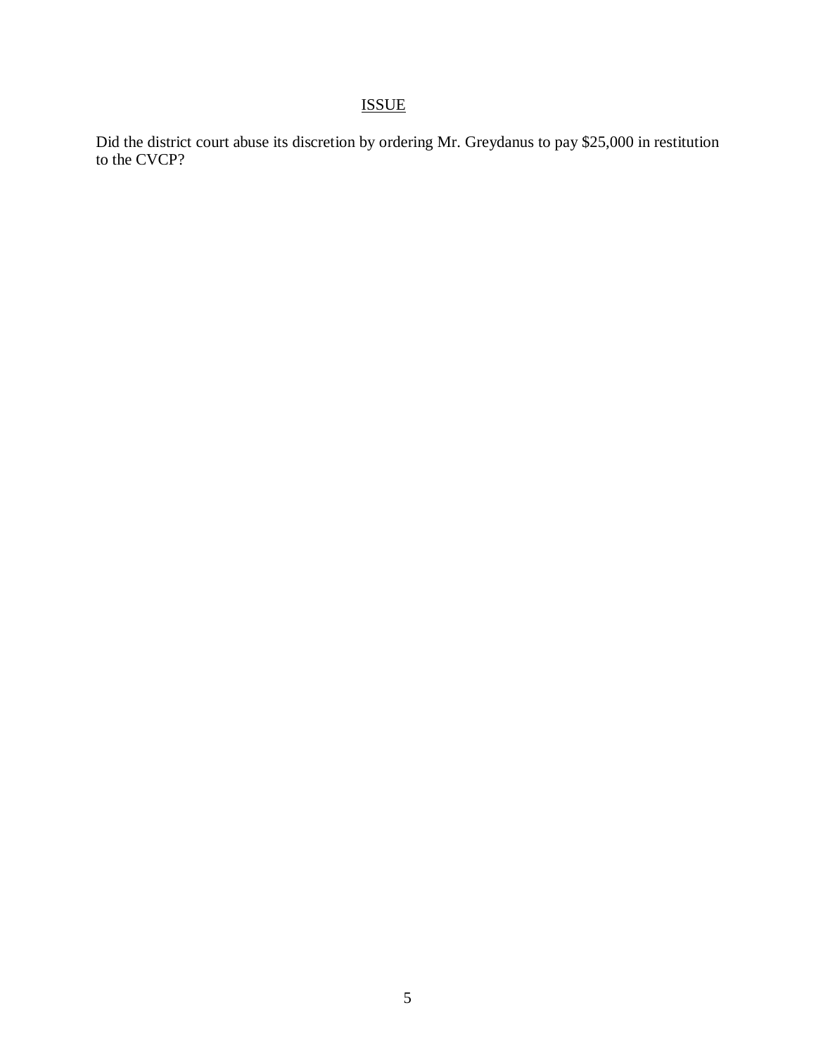## ISSUE

Did the district court abuse its discretion by ordering Mr. Greydanus to pay $25,000 in restitution to the CVCP?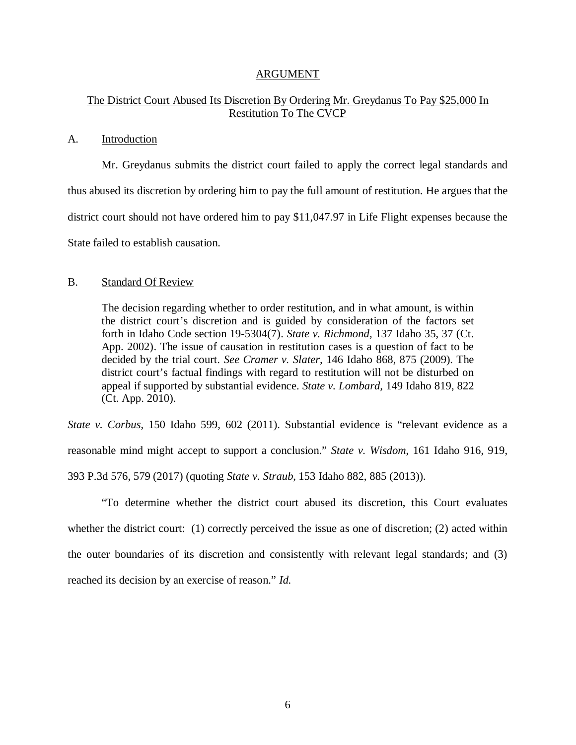## ARGUMENT

### The District Court Abused Its Discretion By Ordering Mr. Greydanus To Pay $25,000 In Restitution To The CVCP

#### A. Introduction

Mr. Greydanus submits the district court failed to apply the correct legal standards and thus abused its discretion by ordering him to pay the full amount of restitution. He argues that the district court should not have ordered him to pay $11,047.97 in Life Flight expenses because the State failed to establish causation.

#### B. Standard Of Review

> The decision regarding whether to order restitution, and in what amount, is within the district court's discretion and is guided by consideration of the factors set forth in Idaho Code section 19-5304(7). *State v. Richmond*, 137 Idaho 35, 37 (Ct. App. 2002). The issue of causation in restitution cases is a question of fact to be decided by the trial court. *See Cramer v. Slater*, 146 Idaho 868, 875 (2009). The district court's factual findings with regard to restitution will not be disturbed on appeal if supported by substantial evidence. *State v. Lombard*, 149 Idaho 819, 822 (Ct. App. 2010).

*State v. Corbus*, 150 Idaho 599, 602 (2011). Substantial evidence is "relevant evidence as a reasonable mind might accept to support a conclusion." *State v. Wisdom*, 161 Idaho 916, 919, 393 P.3d 576, 579 (2017) (quoting *State v. Straub*, 153 Idaho 882, 885 (2013)).

"To determine whether the district court abused its discretion, this Court evaluates whether the district court: (1) correctly perceived the issue as one of discretion; (2) acted within the outer boundaries of its discretion and consistently with relevant legal standards; and (3) reached its decision by an exercise of reason." *Id.*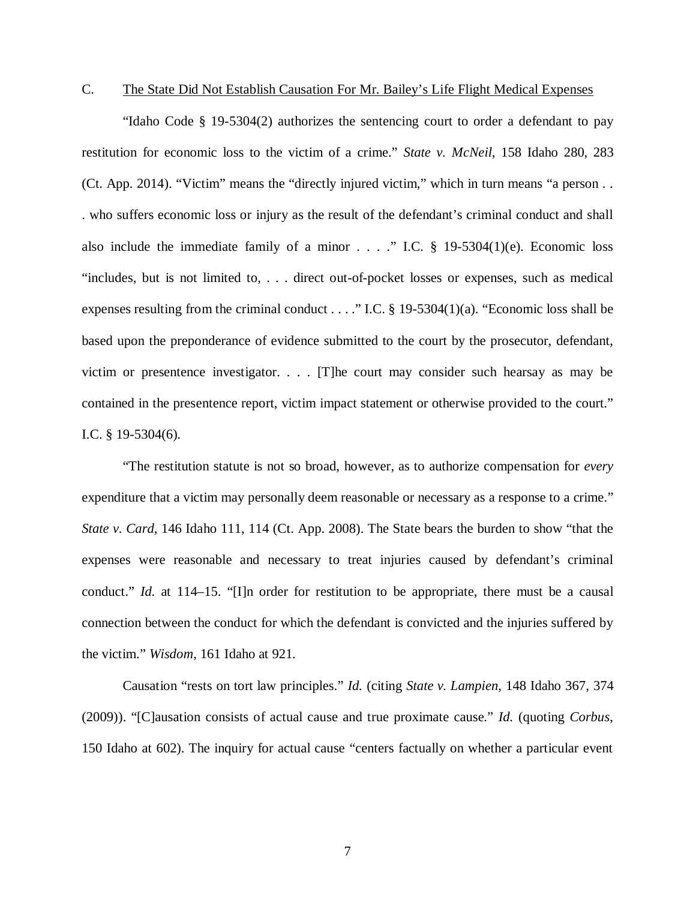### C. The State Did Not Establish Causation For Mr. Bailey's Life Flight Medical Expenses

"Idaho Code § 19-5304(2) authorizes the sentencing court to order a defendant to pay restitution for economic loss to the victim of a crime." *State v. McNeil*, 158 Idaho 280, 283 (Ct. App. 2014). "Victim" means the "directly injured victim," which in turn means "a person . . . who suffers economic loss or injury as the result of the defendant's criminal conduct and shall also include the immediate family of a minor . . . ." I.C. § 19-5304(1)(e). Economic loss "includes, but is not limited to, . . . direct out-of-pocket losses or expenses, such as medical expenses resulting from the criminal conduct . . . ." I.C. § 19-5304(1)(a). "Economic loss shall be based upon the preponderance of evidence submitted to the court by the prosecutor, defendant, victim or presentence investigator. . . . [T]he court may consider such hearsay as may be contained in the presentence report, victim impact statement or otherwise provided to the court." I.C. § 19-5304(6).

"The restitution statute is not so broad, however, as to authorize compensation for *every* expenditure that a victim may personally deem reasonable or necessary as a response to a crime." *State v. Card*, 146 Idaho 111, 114 (Ct. App. 2008). The State bears the burden to show "that the expenses were reasonable and necessary to treat injuries caused by defendant's criminal conduct." *Id.* at 114–15. "[I]n order for restitution to be appropriate, there must be a causal connection between the conduct for which the defendant is convicted and the injuries suffered by the victim." *Wisdom*, 161 Idaho at 921.

Causation "rests on tort law principles." *Id.* (citing *State v. Lampien*, 148 Idaho 367, 374 (2009)). "[C]ausation consists of actual cause and true proximate cause." *Id.* (quoting *Corbus*, 150 Idaho at 602). The inquiry for actual cause "centers factually on whether a particular event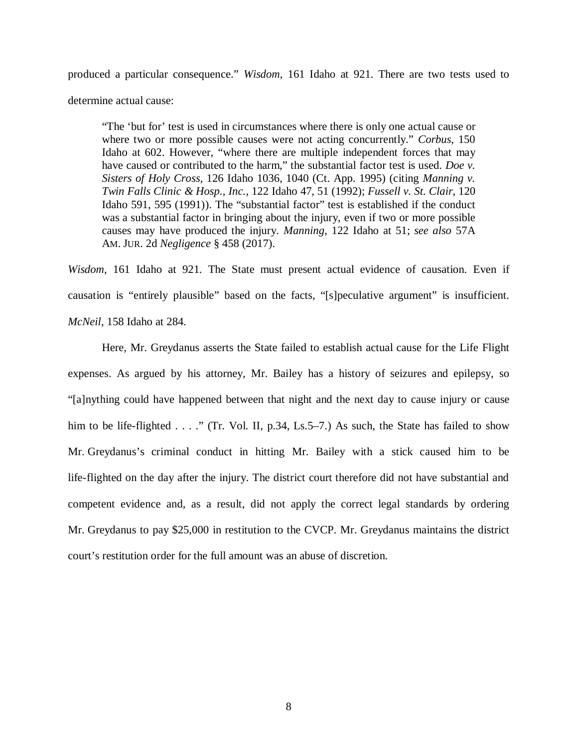produced a particular consequence." *Wisdom*, 161 Idaho at 921. There are two tests used to determine actual cause:

> "The 'but for' test is used in circumstances where there is only one actual cause or where two or more possible causes were not acting concurrently." *Corbus*, 150 Idaho at 602. However, "where there are multiple independent forces that may have caused or contributed to the harm," the substantial factor test is used. *Doe v. Sisters of Holy Cross*, 126 Idaho 1036, 1040 (Ct. App. 1995) (citing *Manning v. Twin Falls Clinic & Hosp., Inc.*, 122 Idaho 47, 51 (1992); *Fussell v. St. Clair*, 120 Idaho 591, 595 (1991)). The "substantial factor" test is established if the conduct was a substantial factor in bringing about the injury, even if two or more possible causes may have produced the injury. *Manning*, 122 Idaho at 51; *see also* 57A AM. JUR. 2d *Negligence* § 458 (2017).

*Wisdom*, 161 Idaho at 921. The State must present actual evidence of causation. Even if causation is "entirely plausible" based on the facts, "[s]peculative argument" is insufficient. *McNeil*, 158 Idaho at 284.

Here, Mr. Greydanus asserts the State failed to establish actual cause for the Life Flight expenses. As argued by his attorney, Mr. Bailey has a history of seizures and epilepsy, so "[a]nything could have happened between that night and the next day to cause injury or cause him to be life-flighted . . . ." (Tr. Vol. II, p.34, Ls.5–7.) As such, the State has failed to show Mr. Greydanus's criminal conduct in hitting Mr. Bailey with a stick caused him to be life-flighted on the day after the injury. The district court therefore did not have substantial and competent evidence and, as a result, did not apply the correct legal standards by ordering Mr. Greydanus to pay $25,000 in restitution to the CVCP. Mr. Greydanus maintains the district court's restitution order for the full amount was an abuse of discretion.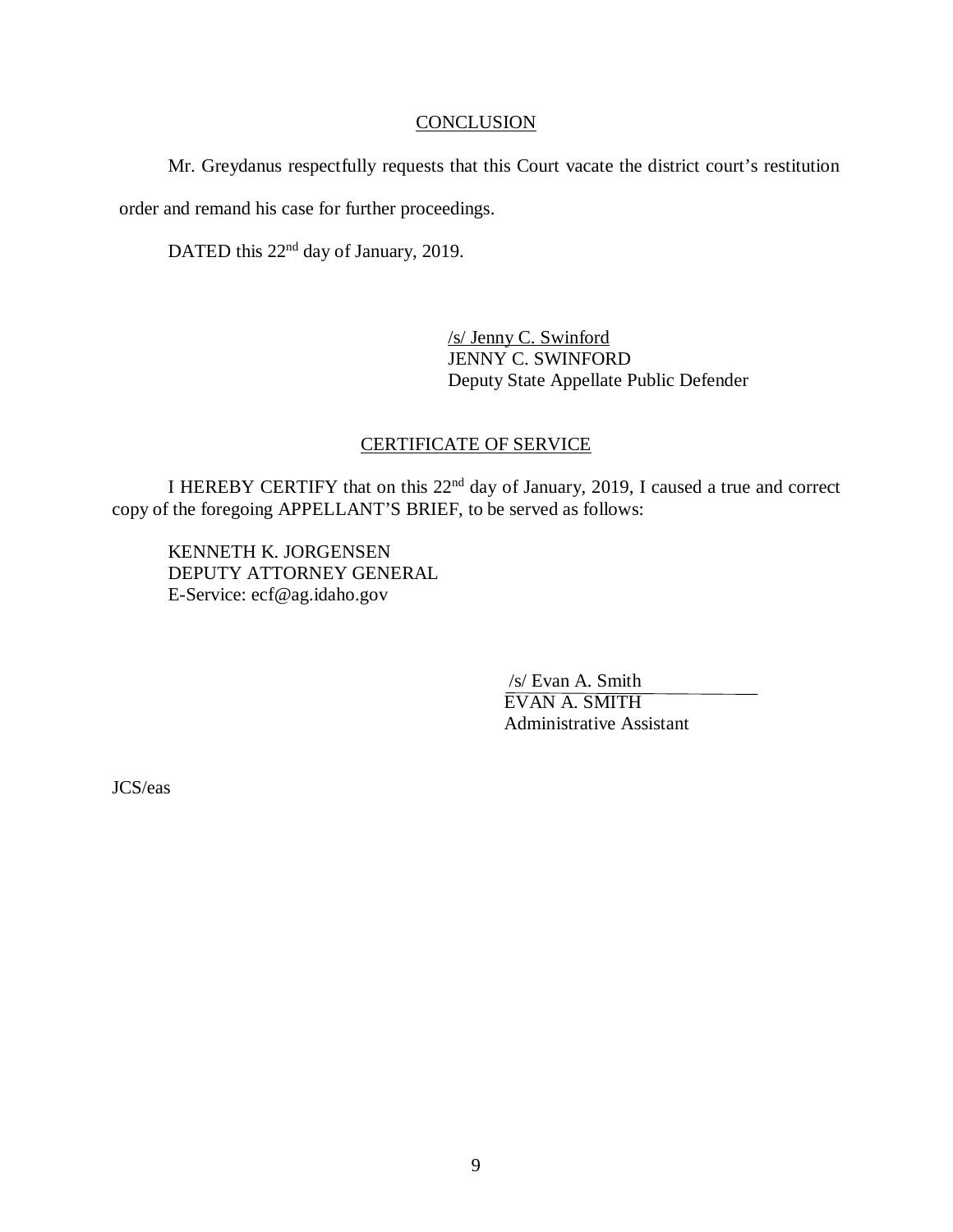## CONCLUSION

Mr. Greydanus respectfully requests that this Court vacate the district court's restitution order and remand his case for further proceedings.

DATED this 22nd day of January, 2019.

/s/ Jenny C. Swinford
JENNY C. SWINFORD
Deputy State Appellate Public Defender

## CERTIFICATE OF SERVICE

I HEREBY CERTIFY that on this 22nd day of January, 2019, I caused a true and correct copy of the foregoing APPELLANT'S BRIEF, to be served as follows:

KENNETH K. JORGENSEN
DEPUTY ATTORNEY GENERAL
E-Service: ecf@ag.idaho.gov

/s/ Evan A. Smith
EVAN A. SMITH
Administrative Assistant

JCS/eas